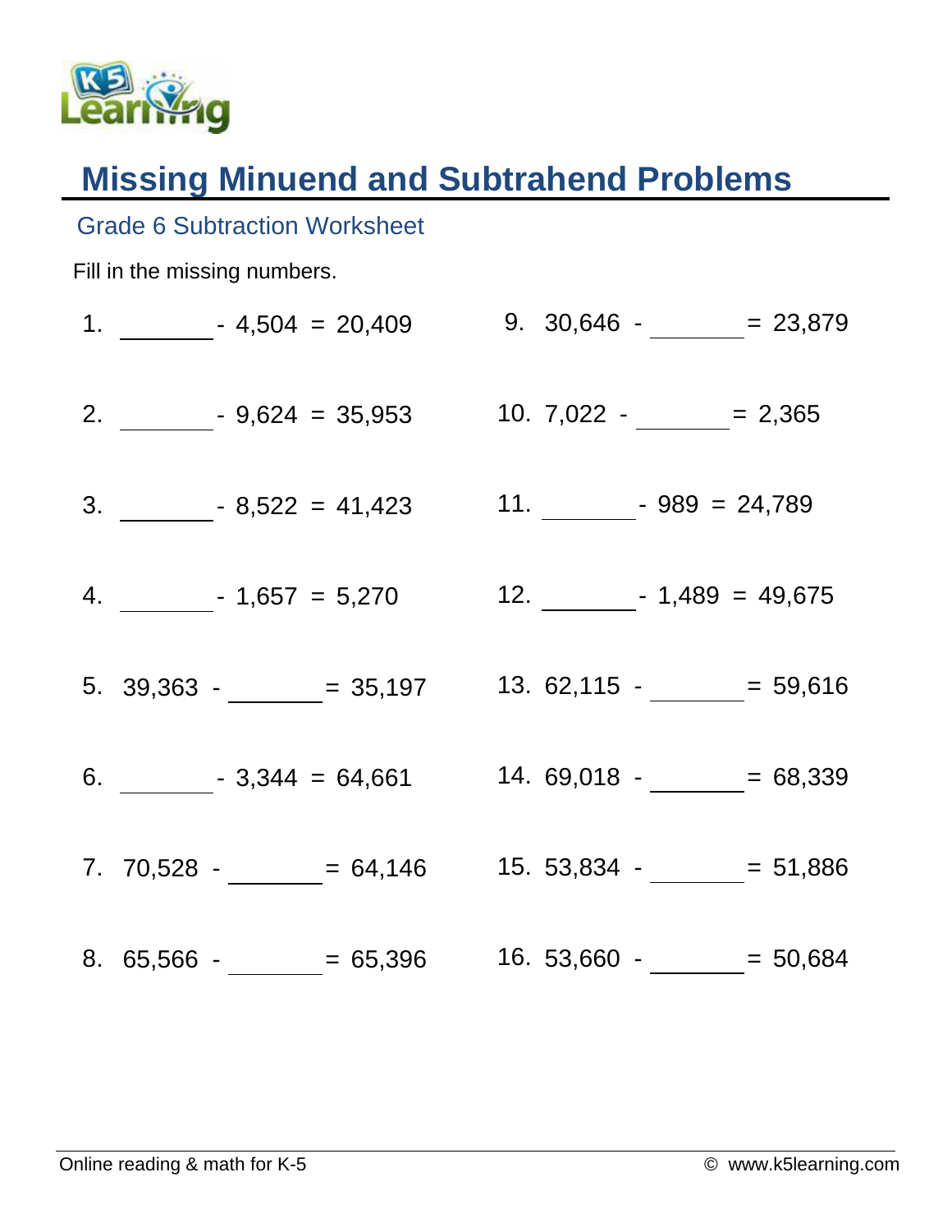# Missing Minuend and Subtrahend Problems

## Grade 6 Subtraction Worksheet

Fill in the missing numbers.

1. _______ - 4,504 = 20,409

2. _______ - 9,624 = 35,953

3. _______ - 8,522 = 41,423

4. _______ - 1,657 = 5,270

5. 39,363 - _______ = 35,197

6. _______ - 3,344 = 64,661

7. 70,528 - _______ = 64,146

8. 65,566 - _______ = 65,396

9. 30,646 - _______ = 23,879

10. 7,022 - _______ = 2,365

11. _______ - 989 = 24,789

12. _______ - 1,489 = 49,675

13. 62,115 - _______ = 59,616

14. 69,018 - _______ = 68,339

15. 53,834 - _______ = 51,886

16. 53,660 - _______ = 50,684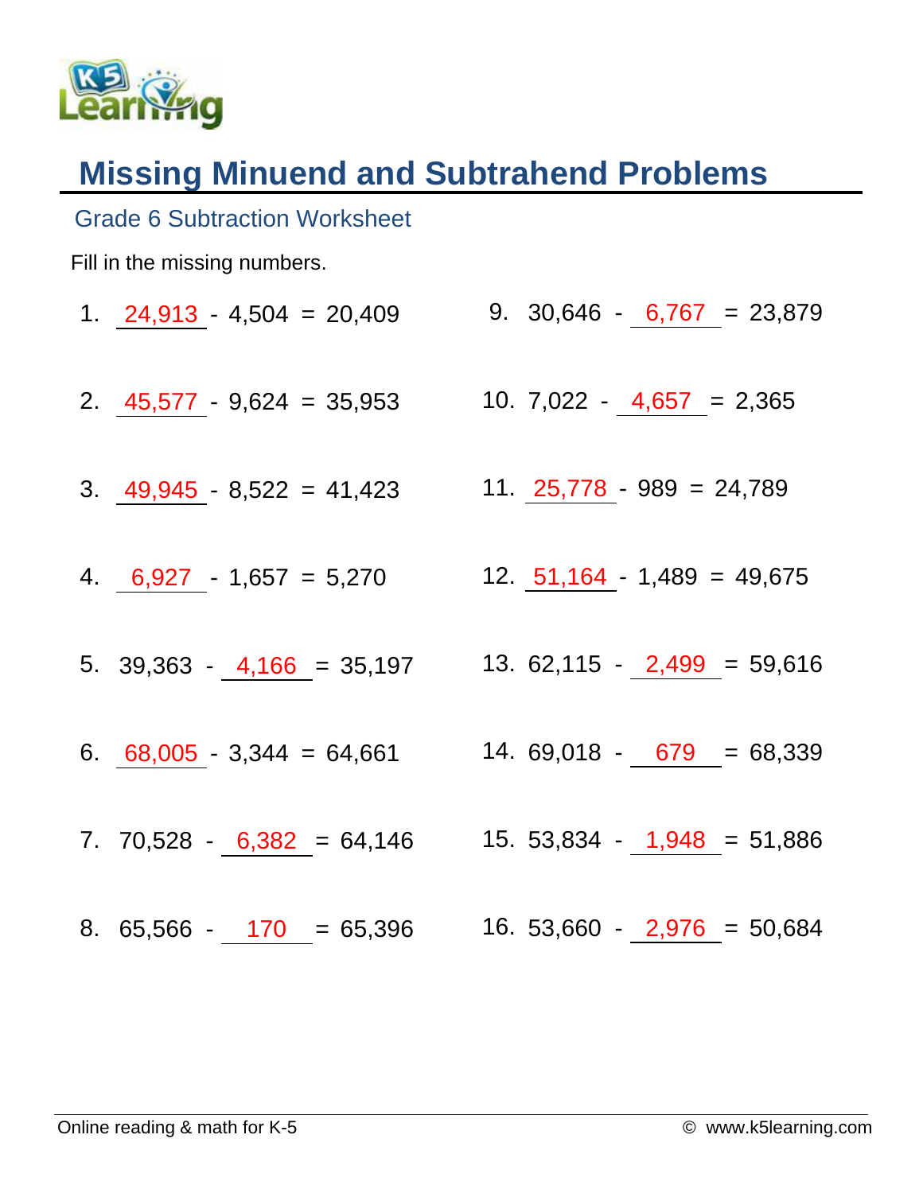# Missing Minuend and Subtrahend Problems

## Grade 6 Subtraction Worksheet

Fill in the missing numbers.

1. 24,913 - 4,504 = 20,409
2. 45,577 - 9,624 = 35,953
3. 49,945 - 8,522 = 41,423
4. 6,927 - 1,657 = 5,270
5. 39,363 - 4,166 = 35,197
6. 68,005 - 3,344 = 64,661
7. 70,528 - 6,382 = 64,146
8. 65,566 - 170 = 65,396
9. 30,646 - 6,767 = 23,879
10. 7,022 - 4,657 = 2,365
11. 25,778 - 989 = 24,789
12. 51,164 - 1,489 = 49,675
13. 62,115 - 2,499 = 59,616
14. 69,018 - 679 = 68,339
15. 53,834 - 1,948 = 51,886
16. 53,660 - 2,976 = 50,684

Online reading & math for K-5 © www.k5learning.com